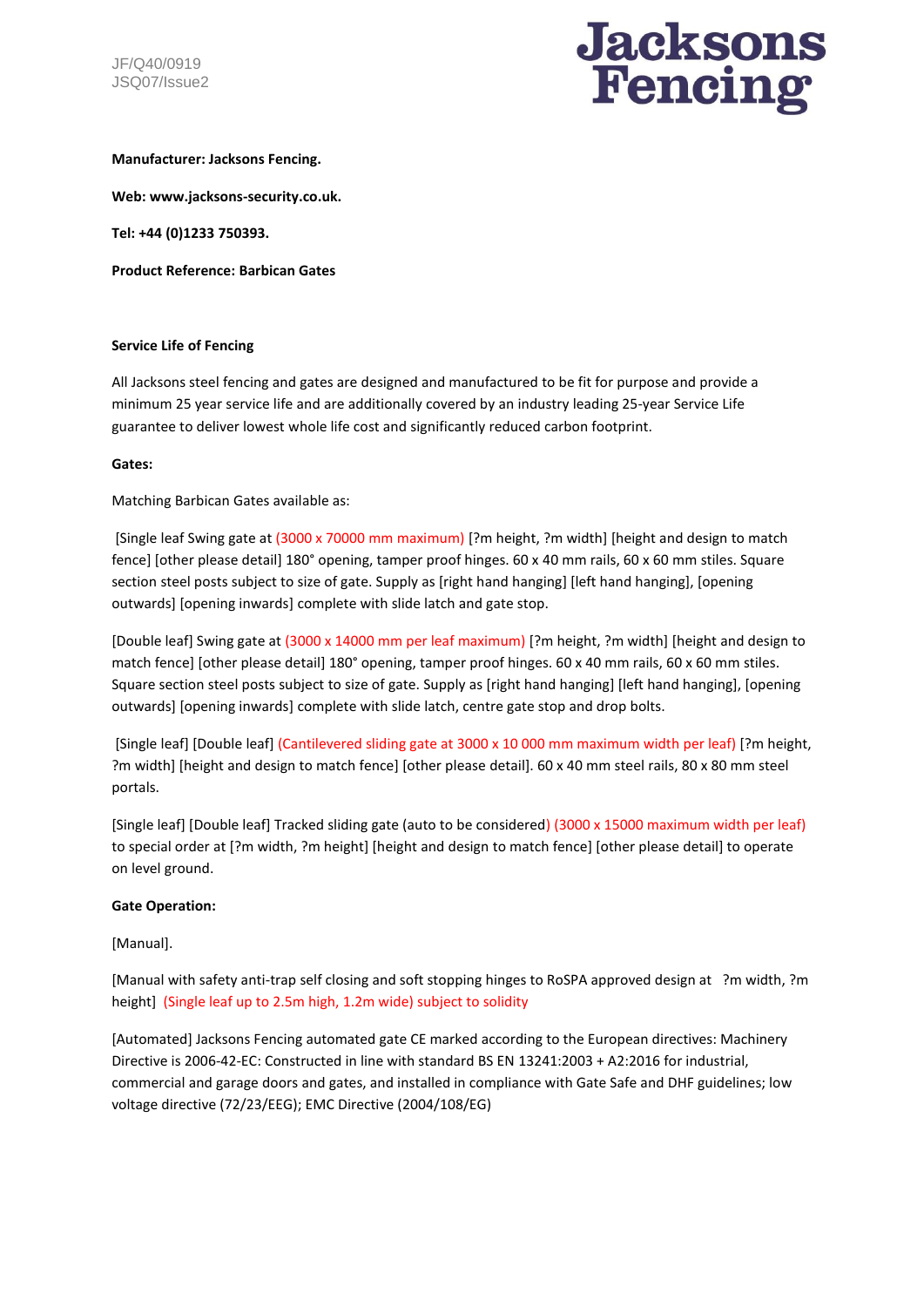JF/Q40/0919
JSQ07/Issue2

**Jacksons Fencing**

**Manufacturer: Jacksons Fencing.**

**Web: www.jacksons-security.co.uk.**

**Tel: +44 (0)1233 750393.**

**Product Reference: Barbican Gates**

**Service Life of Fencing**

All Jacksons steel fencing and gates are designed and manufactured to be fit for purpose and provide a minimum 25 year service life and are additionally covered by an industry leading 25-year Service Life guarantee to deliver lowest whole life cost and significantly reduced carbon footprint.

**Gates:**

Matching Barbican Gates available as:

[Single leaf Swing gate at (3000 x 70000 mm maximum) [?m height, ?m width] [height and design to match fence] [other please detail] 180° opening, tamper proof hinges. 60 x 40 mm rails, 60 x 60 mm stiles. Square section steel posts subject to size of gate. Supply as [right hand hanging] [left hand hanging], [opening outwards] [opening inwards] complete with slide latch and gate stop.

[Double leaf] Swing gate at (3000 x 14000 mm per leaf maximum) [?m height, ?m width] [height and design to match fence] [other please detail] 180° opening, tamper proof hinges. 60 x 40 mm rails, 60 x 60 mm stiles. Square section steel posts subject to size of gate. Supply as [right hand hanging] [left hand hanging], [opening outwards] [opening inwards] complete with slide latch, centre gate stop and drop bolts.

[Single leaf] [Double leaf] (Cantilevered sliding gate at 3000 x 10 000 mm maximum width per leaf) [?m height, ?m width] [height and design to match fence] [other please detail]. 60 x 40 mm steel rails, 80 x 80 mm steel portals.

[Single leaf] [Double leaf] Tracked sliding gate (auto to be considered) (3000 x 15000 maximum width per leaf) to special order at [?m width, ?m height] [height and design to match fence] [other please detail] to operate on level ground.

**Gate Operation:**

[Manual].

[Manual with safety anti-trap self closing and soft stopping hinges to RoSPA approved design at ?m width, ?m height] (Single leaf up to 2.5m high, 1.2m wide) subject to solidity

[Automated] Jacksons Fencing automated gate CE marked according to the European directives: Machinery Directive is 2006-42-EC: Constructed in line with standard BS EN 13241:2003 + A2:2016 for industrial, commercial and garage doors and gates, and installed in compliance with Gate Safe and DHF guidelines; low voltage directive (72/23/EEG); EMC Directive (2004/108/EG)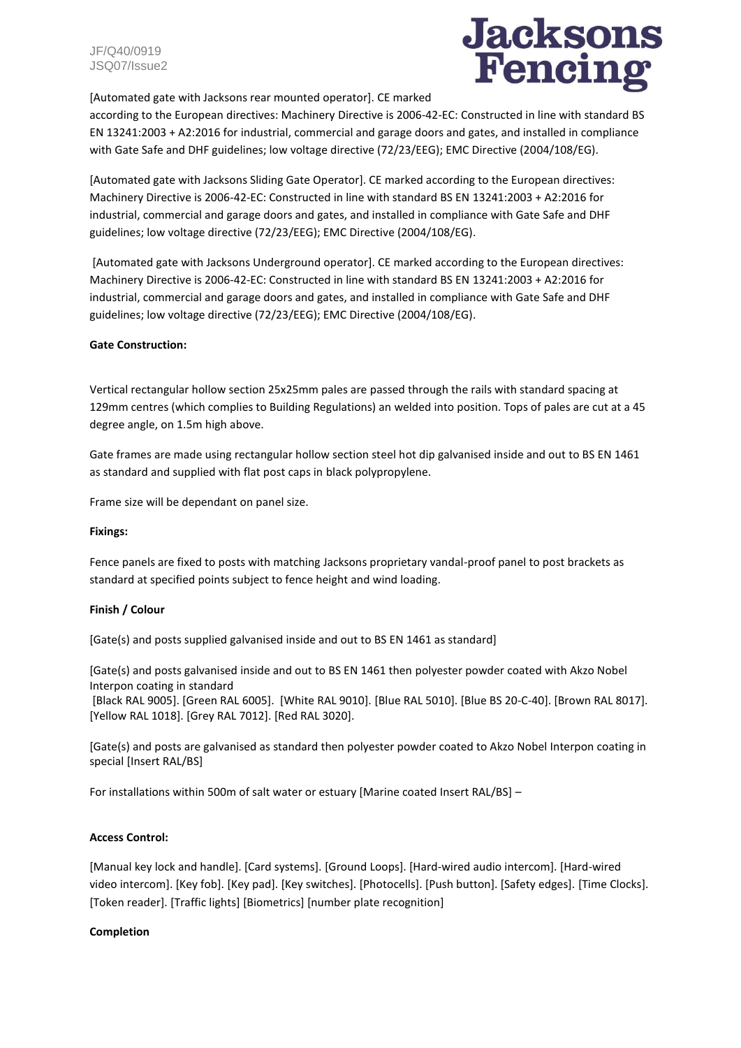[Automated gate with Jacksons rear mounted operator]. CE marked according to the European directives: Machinery Directive is 2006-42-EC: Constructed in line with standard BS EN 13241:2003 + A2:2016 for industrial, commercial and garage doors and gates, and installed in compliance with Gate Safe and DHF guidelines; low voltage directive (72/23/EEG); EMC Directive (2004/108/EG).

[Automated gate with Jacksons Sliding Gate Operator]. CE marked according to the European directives: Machinery Directive is 2006-42-EC: Constructed in line with standard BS EN 13241:2003 + A2:2016 for industrial, commercial and garage doors and gates, and installed in compliance with Gate Safe and DHF guidelines; low voltage directive (72/23/EEG); EMC Directive (2004/108/EG).

[Automated gate with Jacksons Underground operator]. CE marked according to the European directives: Machinery Directive is 2006-42-EC: Constructed in line with standard BS EN 13241:2003 + A2:2016 for industrial, commercial and garage doors and gates, and installed in compliance with Gate Safe and DHF guidelines; low voltage directive (72/23/EEG); EMC Directive (2004/108/EG).

**Gate Construction:**

Vertical rectangular hollow section 25x25mm pales are passed through the rails with standard spacing at 129mm centres (which complies to Building Regulations) an welded into position. Tops of pales are cut at a 45 degree angle, on 1.5m high above.

Gate frames are made using rectangular hollow section steel hot dip galvanised inside and out to BS EN 1461 as standard and supplied with flat post caps in black polypropylene.

Frame size will be dependant on panel size.

**Fixings:**

Fence panels are fixed to posts with matching Jacksons proprietary vandal-proof panel to post brackets as standard at specified points subject to fence height and wind loading.

**Finish / Colour**

[Gate(s) and posts supplied galvanised inside and out to BS EN 1461 as standard]

[Gate(s) and posts galvanised inside and out to BS EN 1461 then polyester powder coated with Akzo Nobel Interpon coating in standard
[Black RAL 9005]. [Green RAL 6005]. [White RAL 9010]. [Blue RAL 5010]. [Blue BS 20-C-40]. [Brown RAL 8017]. [Yellow RAL 1018]. [Grey RAL 7012]. [Red RAL 3020].

[Gate(s) and posts are galvanised as standard then polyester powder coated to Akzo Nobel Interpon coating in special [Insert RAL/BS]

For installations within 500m of salt water or estuary [Marine coated Insert RAL/BS] –

**Access Control:**

[Manual key lock and handle]. [Card systems]. [Ground Loops]. [Hard-wired audio intercom]. [Hard-wired video intercom]. [Key fob]. [Key pad]. [Key switches]. [Photocells]. [Push button]. [Safety edges]. [Time Clocks]. [Token reader]. [Traffic lights] [Biometrics] [number plate recognition]

**Completion**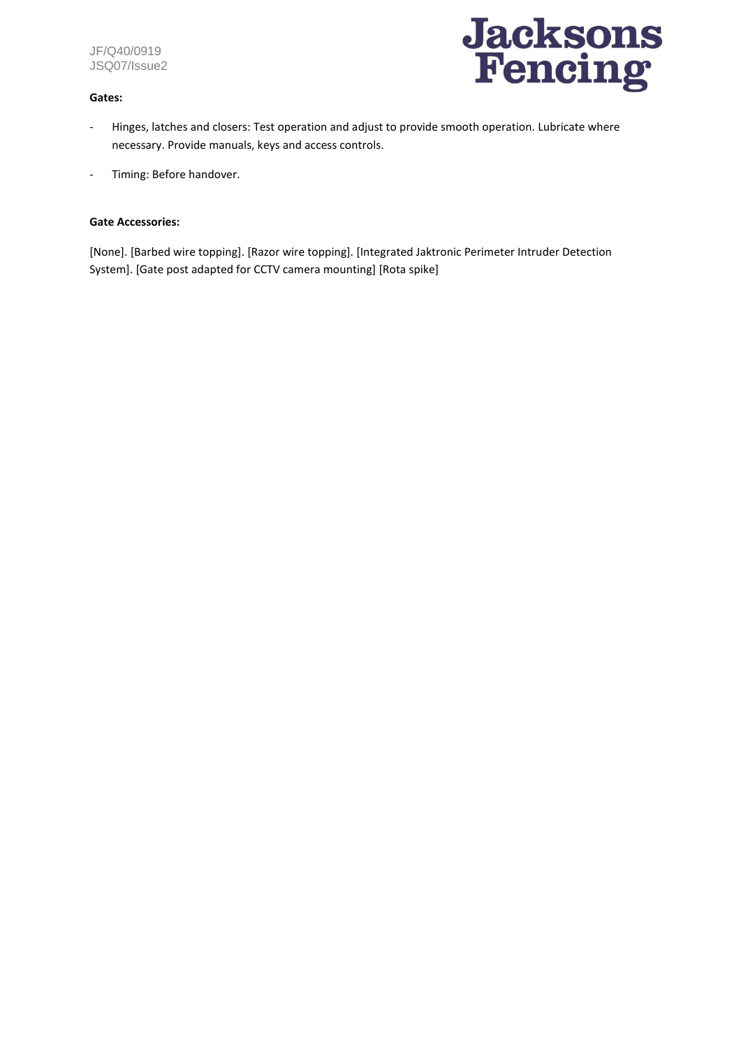**Gates:**

- Hinges, latches and closers: Test operation and adjust to provide smooth operation. Lubricate where necessary. Provide manuals, keys and access controls.
- Timing: Before handover.

**Gate Accessories:**

[None]. [Barbed wire topping]. [Razor wire topping]. [Integrated Jaktronic Perimeter Intruder Detection System]. [Gate post adapted for CCTV camera mounting] [Rota spike]